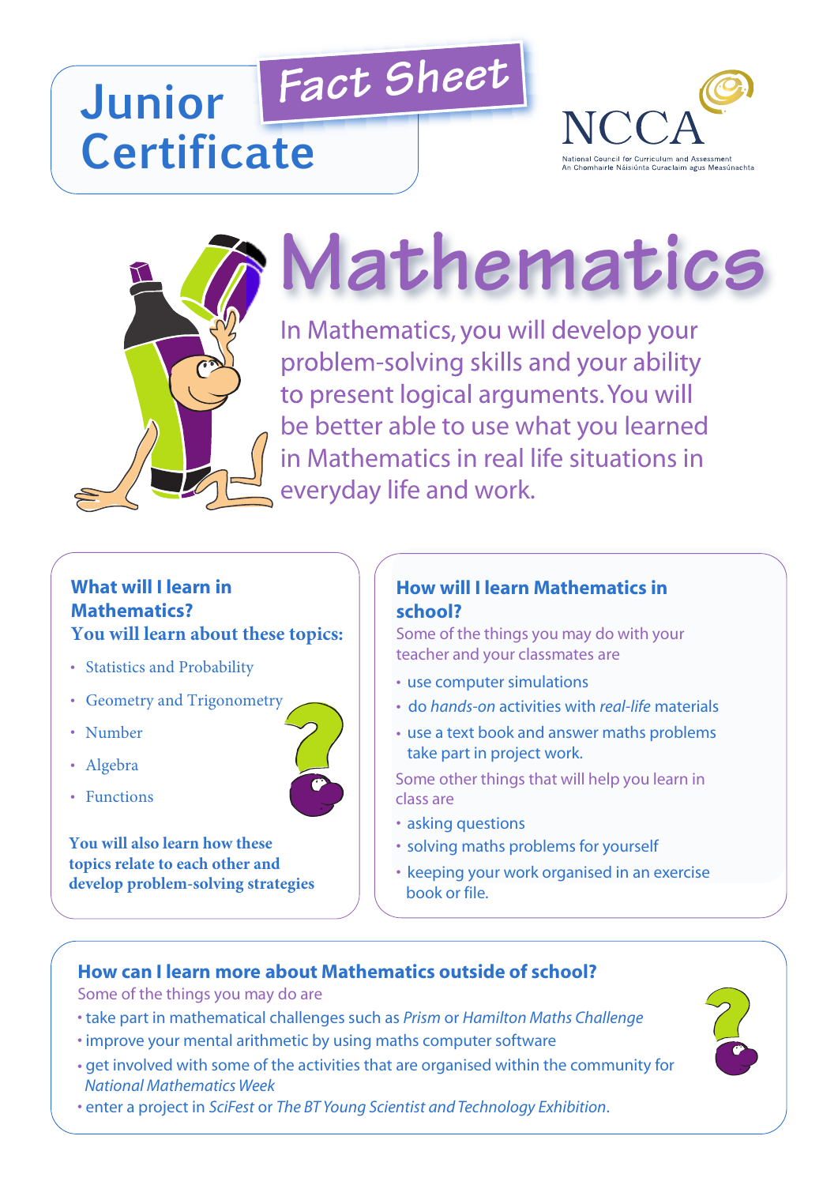# Junior Certificate

## Fact Sheet

NCCA

National Council for Curriculum and Assessment
An Chomhairle Náisiúnta Curaclaim agus Measúnachta

# Mathematics

In Mathematics, you will develop your problem-solving skills and your ability to present logical arguments. You will be better able to use what you learned in Mathematics in real life situations in everyday life and work.

### What will I learn in Mathematics?

**You will learn about these topics:**

- Statistics and Probability
- Geometry and Trigonometry
- Number
- Algebra
- Functions

**You will also learn how these topics relate to each other and develop problem-solving strategies**

### How will I learn Mathematics in school?

Some of the things you may do with your teacher and your classmates are

- use computer simulations
- do *hands-on* activities with *real-life* materials
- use a text book and answer maths problems take part in project work.

Some other things that will help you learn in class are

- asking questions
- solving maths problems for yourself
- keeping your work organised in an exercise book or file.

### How can I learn more about Mathematics outside of school?

Some of the things you may do are

- take part in mathematical challenges such as *Prism* or *Hamilton Maths Challenge*
- improve your mental arithmetic by using maths computer software
- get involved with some of the activities that are organised within the community for *National Mathematics Week*
- enter a project in *SciFest* or *The BT Young Scientist and Technology Exhibition*.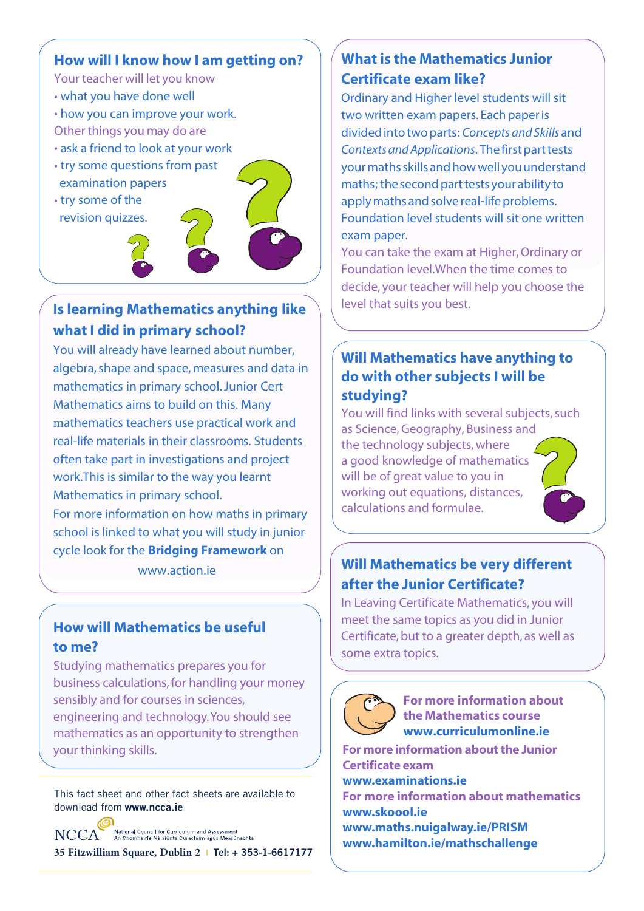## How will I know how I am getting on?

Your teacher will let you know

- what you have done well
- how you can improve your work.

Other things you may do are

- ask a friend to look at your work
- try some questions from past examination papers
- try some of the revision quizzes.

## Is learning Mathematics anything like what I did in primary school?

You will already have learned about number, algebra, shape and space, measures and data in mathematics in primary school. Junior Cert Mathematics aims to build on this. Many mathematics teachers use practical work and real-life materials in their classrooms. Students often take part in investigations and project work. This is similar to the way you learnt Mathematics in primary school.

For more information on how maths in primary school is linked to what you will study in junior cycle look for the **Bridging Framework** on www.action.ie

## How will Mathematics be useful to me?

Studying mathematics prepares you for business calculations, for handling your money sensibly and for courses in sciences, engineering and technology. You should see mathematics as an opportunity to strengthen your thinking skills.

This fact sheet and other fact sheets are available to download from **www.ncca.ie**

NCCA National Council for Curriculum and Assessment
An Chomhairle Náisiúnta Curaclaim agus Measúnachta

35 Fitzwilliam Square, Dublin 2 | Tel: + 353-1-6617177

## What is the Mathematics Junior Certificate exam like?

Ordinary and Higher level students will sit two written exam papers. Each paper is divided into two parts: *Concepts and Skills* and *Contexts and Applications*. The first part tests your maths skills and how well you understand maths; the second part tests your ability to apply maths and solve real-life problems. Foundation level students will sit one written exam paper.

You can take the exam at Higher, Ordinary or Foundation level. When the time comes to decide, your teacher will help you choose the level that suits you best.

## Will Mathematics have anything to do with other subjects I will be studying?

You will find links with several subjects, such as Science, Geography, Business and the technology subjects, where a good knowledge of mathematics will be of great value to you in working out equations, distances, calculations and formulae.

## Will Mathematics be very different after the Junior Certificate?

In Leaving Certificate Mathematics, you will meet the same topics as you did in Junior Certificate, but to a greater depth, as well as some extra topics.

**For more information about the Mathematics course**
**www.curriculumonline.ie**

**For more information about the Junior Certificate exam**
**www.examinations.ie**

**For more information about mathematics**
**www.skoool.ie**
**www.maths.nuigalway.ie/PRISM**
**www.hamilton.ie/mathschallenge**